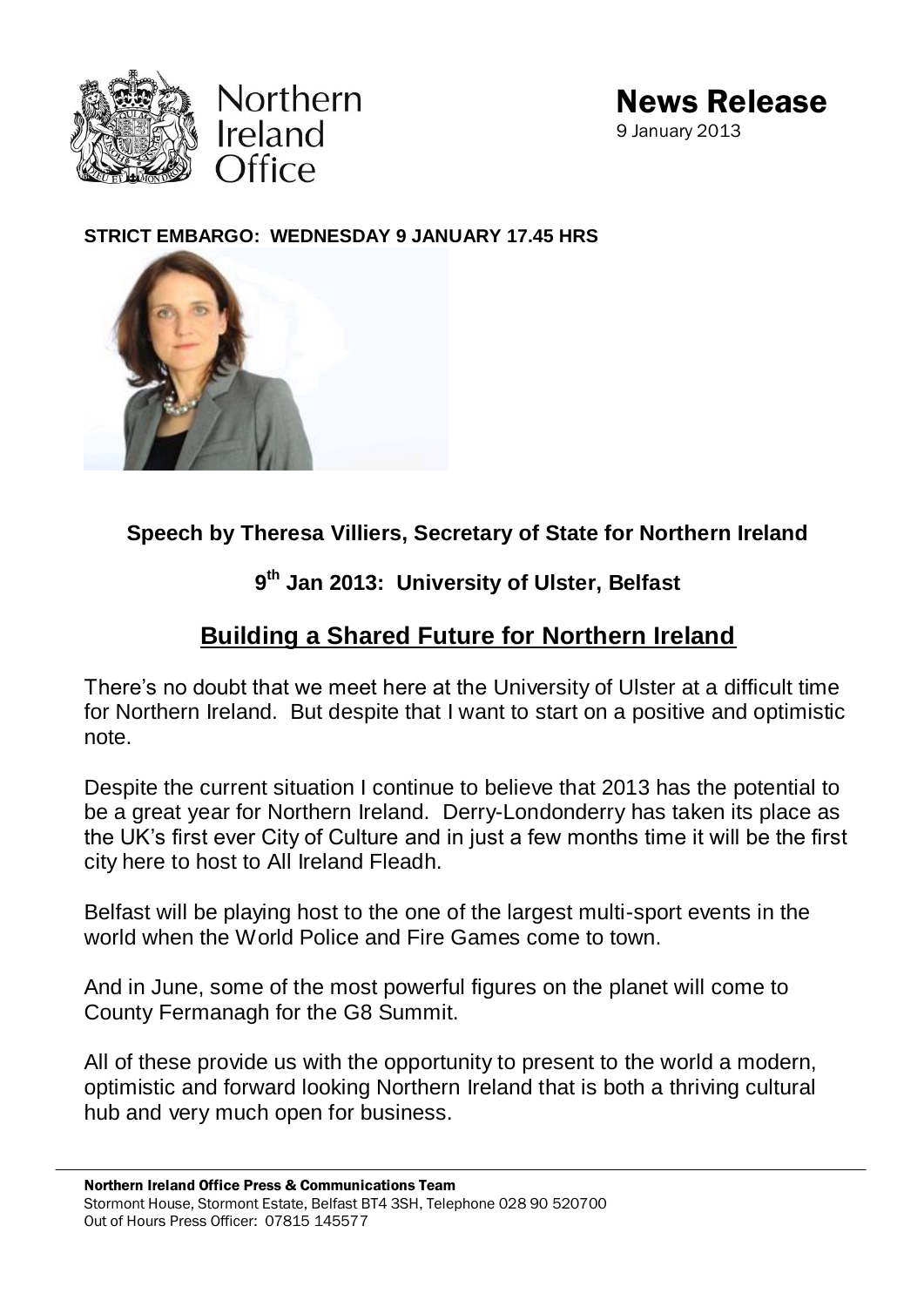Northern Ireland Office

**News Release**
9 January 2013

**STRICT EMBARGO: WEDNESDAY 9 JANUARY 17.45 HRS**

**Speech by Theresa Villiers, Secretary of State for Northern Ireland**

**9th Jan 2013: University of Ulster, Belfast**

## Building a Shared Future for Northern Ireland

There's no doubt that we meet here at the University of Ulster at a difficult time for Northern Ireland. But despite that I want to start on a positive and optimistic note.

Despite the current situation I continue to believe that 2013 has the potential to be a great year for Northern Ireland. Derry-Londonderry has taken its place as the UK's first ever City of Culture and in just a few months time it will be the first city here to host to All Ireland Fleadh.

Belfast will be playing host to the one of the largest multi-sport events in the world when the World Police and Fire Games come to town.

And in June, some of the most powerful figures on the planet will come to County Fermanagh for the G8 Summit.

All of these provide us with the opportunity to present to the world a modern, optimistic and forward looking Northern Ireland that is both a thriving cultural hub and very much open for business.

**Northern Ireland Office Press & Communications Team**
Stormont House, Stormont Estate, Belfast BT4 3SH, Telephone 028 90 520700
Out of Hours Press Officer: 07815 145577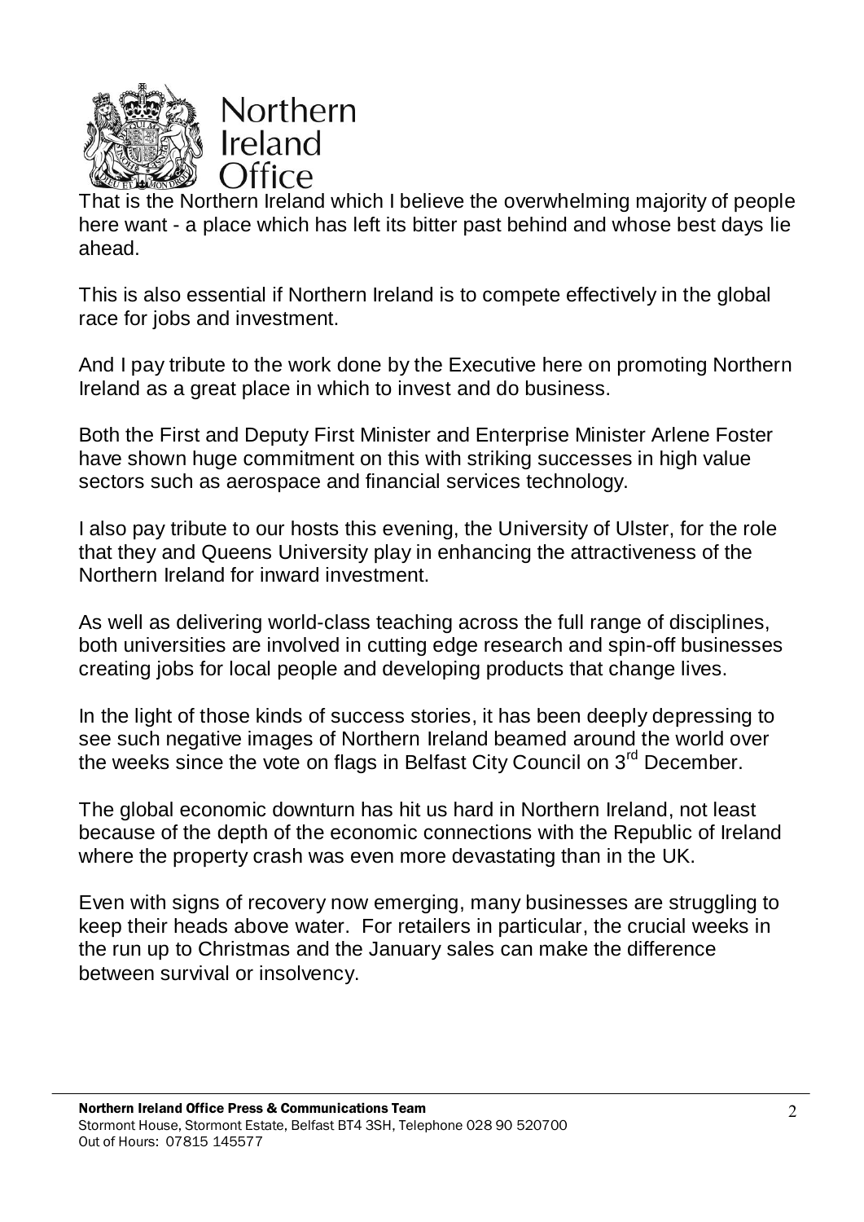That is the Northern Ireland which I believe the overwhelming majority of people here want - a place which has left its bitter past behind and whose best days lie ahead.

This is also essential if Northern Ireland is to compete effectively in the global race for jobs and investment.

And I pay tribute to the work done by the Executive here on promoting Northern Ireland as a great place in which to invest and do business.

Both the First and Deputy First Minister and Enterprise Minister Arlene Foster have shown huge commitment on this with striking successes in high value sectors such as aerospace and financial services technology.

I also pay tribute to our hosts this evening, the University of Ulster, for the role that they and Queens University play in enhancing the attractiveness of the Northern Ireland for inward investment.

As well as delivering world-class teaching across the full range of disciplines, both universities are involved in cutting edge research and spin-off businesses creating jobs for local people and developing products that change lives.

In the light of those kinds of success stories, it has been deeply depressing to see such negative images of Northern Ireland beamed around the world over the weeks since the vote on flags in Belfast City Council on 3rd December.

The global economic downturn has hit us hard in Northern Ireland, not least because of the depth of the economic connections with the Republic of Ireland where the property crash was even more devastating than in the UK.

Even with signs of recovery now emerging, many businesses are struggling to keep their heads above water. For retailers in particular, the crucial weeks in the run up to Christmas and the January sales can make the difference between survival or insolvency.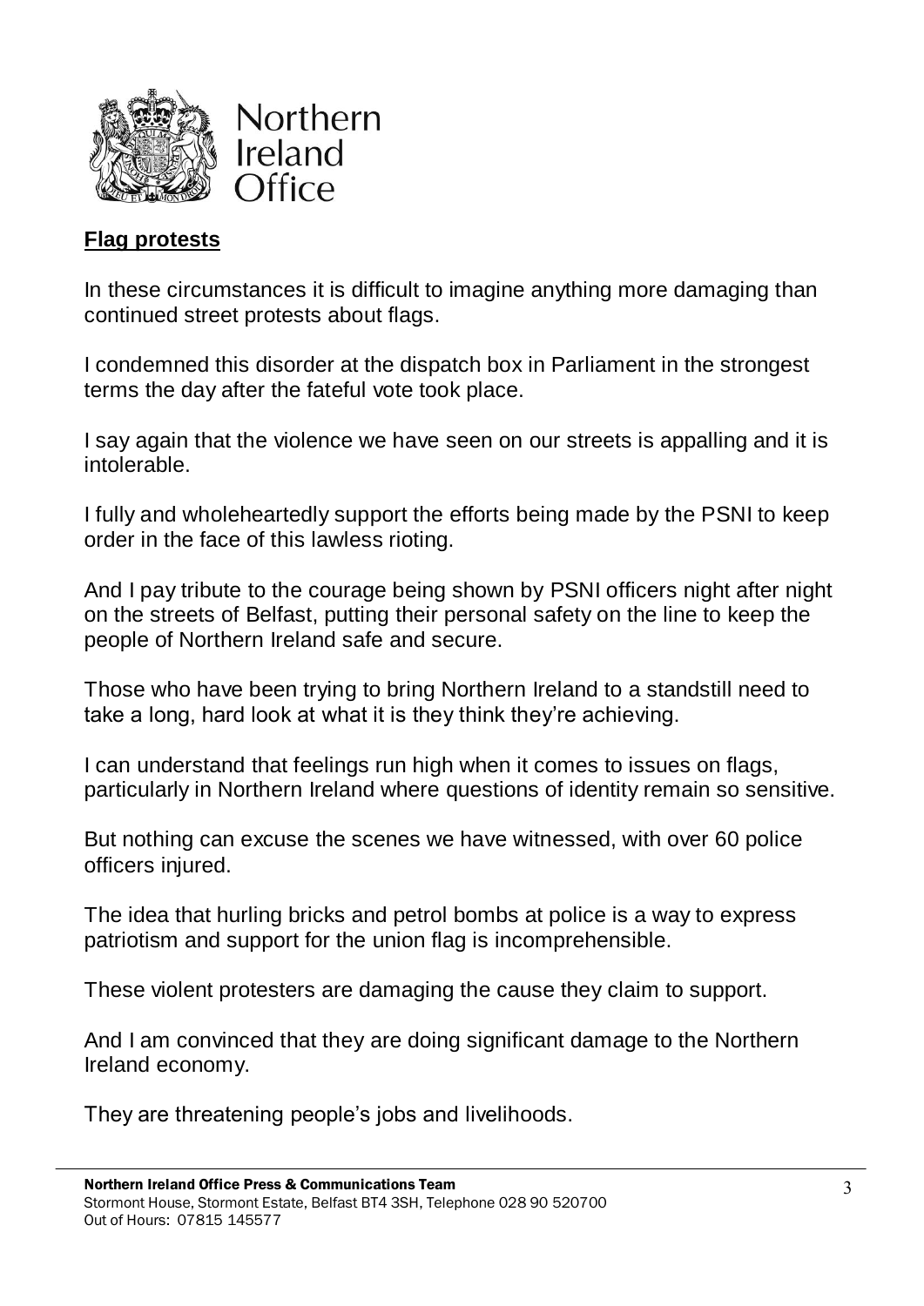## Flag protests

In these circumstances it is difficult to imagine anything more damaging than continued street protests about flags.

I condemned this disorder at the dispatch box in Parliament in the strongest terms the day after the fateful vote took place.

I say again that the violence we have seen on our streets is appalling and it is intolerable.

I fully and wholeheartedly support the efforts being made by the PSNI to keep order in the face of this lawless rioting.

And I pay tribute to the courage being shown by PSNI officers night after night on the streets of Belfast, putting their personal safety on the line to keep the people of Northern Ireland safe and secure.

Those who have been trying to bring Northern Ireland to a standstill need to take a long, hard look at what it is they think they're achieving.

I can understand that feelings run high when it comes to issues on flags, particularly in Northern Ireland where questions of identity remain so sensitive.

But nothing can excuse the scenes we have witnessed, with over 60 police officers injured.

The idea that hurling bricks and petrol bombs at police is a way to express patriotism and support for the union flag is incomprehensible.

These violent protesters are damaging the cause they claim to support.

And I am convinced that they are doing significant damage to the Northern Ireland economy.

They are threatening people's jobs and livelihoods.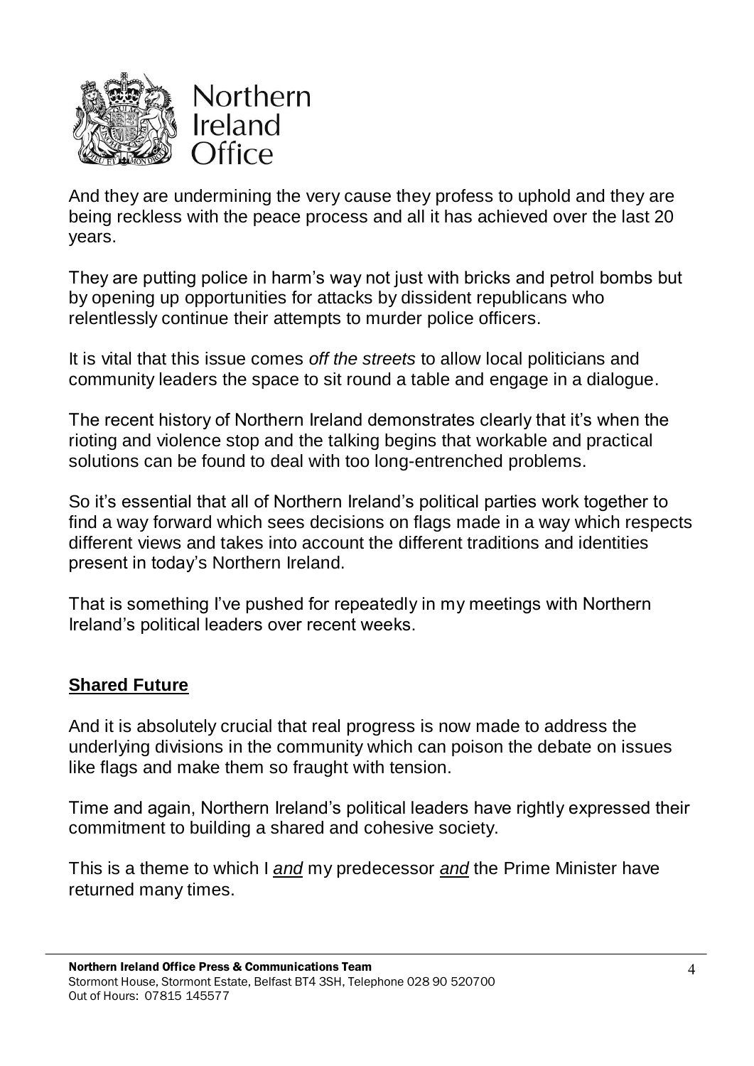And they are undermining the very cause they profess to uphold and they are being reckless with the peace process and all it has achieved over the last 20 years.

They are putting police in harm's way not just with bricks and petrol bombs but by opening up opportunities for attacks by dissident republicans who relentlessly continue their attempts to murder police officers.

It is vital that this issue comes *off the streets* to allow local politicians and community leaders the space to sit round a table and engage in a dialogue.

The recent history of Northern Ireland demonstrates clearly that it's when the rioting and violence stop and the talking begins that workable and practical solutions can be found to deal with too long-entrenched problems.

So it's essential that all of Northern Ireland's political parties work together to find a way forward which sees decisions on flags made in a way which respects different views and takes into account the different traditions and identities present in today's Northern Ireland.

That is something I've pushed for repeatedly in my meetings with Northern Ireland's political leaders over recent weeks.

## **Shared Future**

And it is absolutely crucial that real progress is now made to address the underlying divisions in the community which can poison the debate on issues like flags and make them so fraught with tension.

Time and again, Northern Ireland's political leaders have rightly expressed their commitment to building a shared and cohesive society.

This is a theme to which I ***and*** my predecessor ***and*** the Prime Minister have returned many times.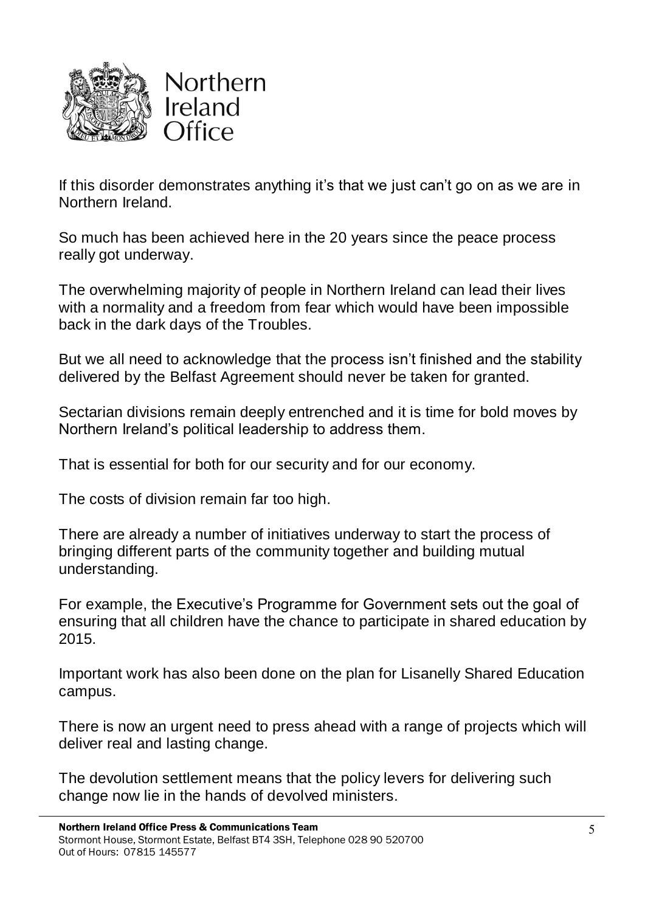If this disorder demonstrates anything it's that we just can't go on as we are in Northern Ireland.

So much has been achieved here in the 20 years since the peace process really got underway.

The overwhelming majority of people in Northern Ireland can lead their lives with a normality and a freedom from fear which would have been impossible back in the dark days of the Troubles.

But we all need to acknowledge that the process isn't finished and the stability delivered by the Belfast Agreement should never be taken for granted.

Sectarian divisions remain deeply entrenched and it is time for bold moves by Northern Ireland's political leadership to address them.

That is essential for both for our security and for our economy.

The costs of division remain far too high.

There are already a number of initiatives underway to start the process of bringing different parts of the community together and building mutual understanding.

For example, the Executive's Programme for Government sets out the goal of ensuring that all children have the chance to participate in shared education by 2015.

Important work has also been done on the plan for Lisanelly Shared Education campus.

There is now an urgent need to press ahead with a range of projects which will deliver real and lasting change.

The devolution settlement means that the policy levers for delivering such change now lie in the hands of devolved ministers.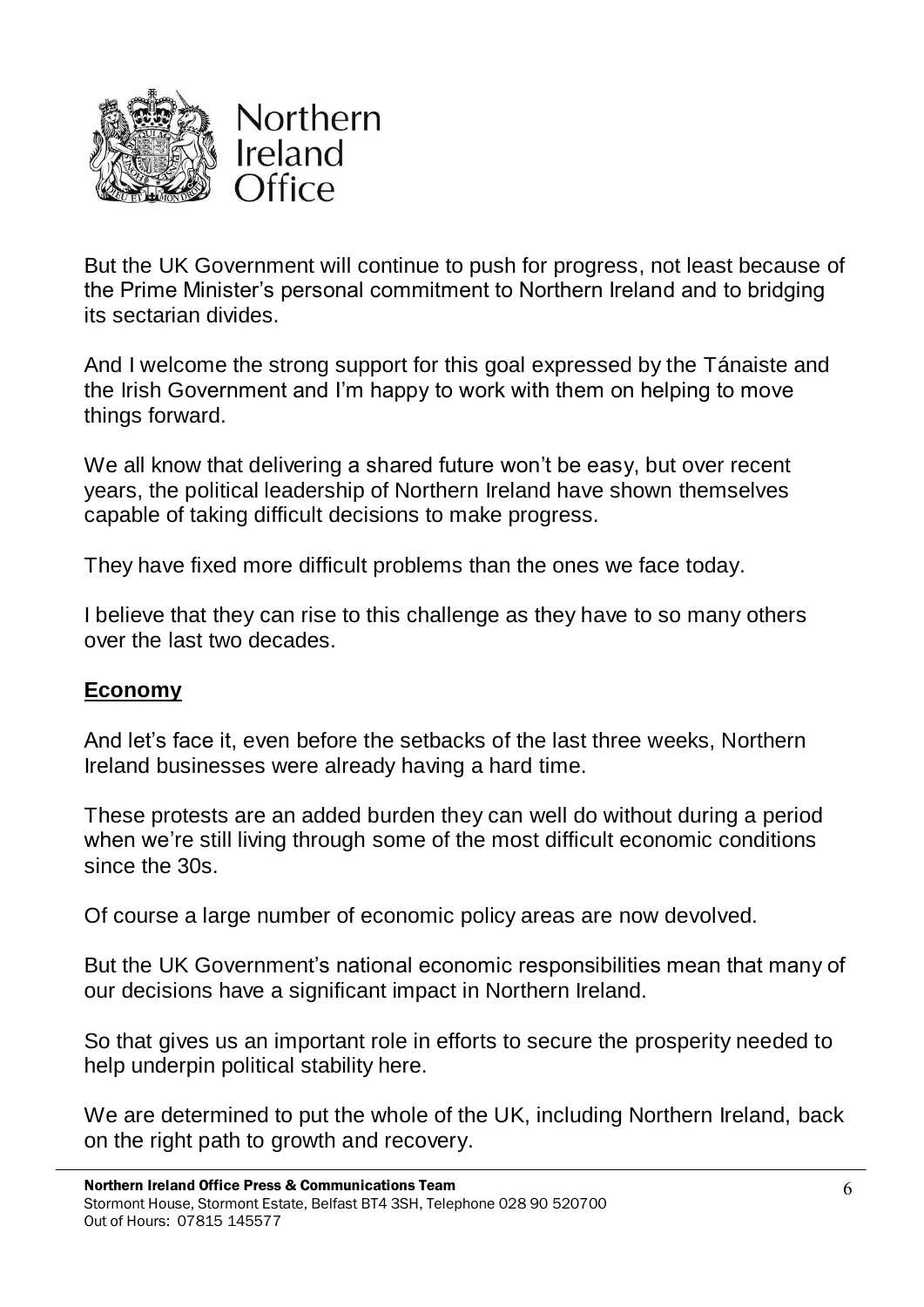But the UK Government will continue to push for progress, not least because of the Prime Minister's personal commitment to Northern Ireland and to bridging its sectarian divides.

And I welcome the strong support for this goal expressed by the Tánaiste and the Irish Government and I'm happy to work with them on helping to move things forward.

We all know that delivering a shared future won't be easy, but over recent years, the political leadership of Northern Ireland have shown themselves capable of taking difficult decisions to make progress.

They have fixed more difficult problems than the ones we face today.

I believe that they can rise to this challenge as they have to so many others over the last two decades.

## Economy

And let's face it, even before the setbacks of the last three weeks, Northern Ireland businesses were already having a hard time.

These protests are an added burden they can well do without during a period when we're still living through some of the most difficult economic conditions since the 30s.

Of course a large number of economic policy areas are now devolved.

But the UK Government's national economic responsibilities mean that many of our decisions have a significant impact in Northern Ireland.

So that gives us an important role in efforts to secure the prosperity needed to help underpin political stability here.

We are determined to put the whole of the UK, including Northern Ireland, back on the right path to growth and recovery.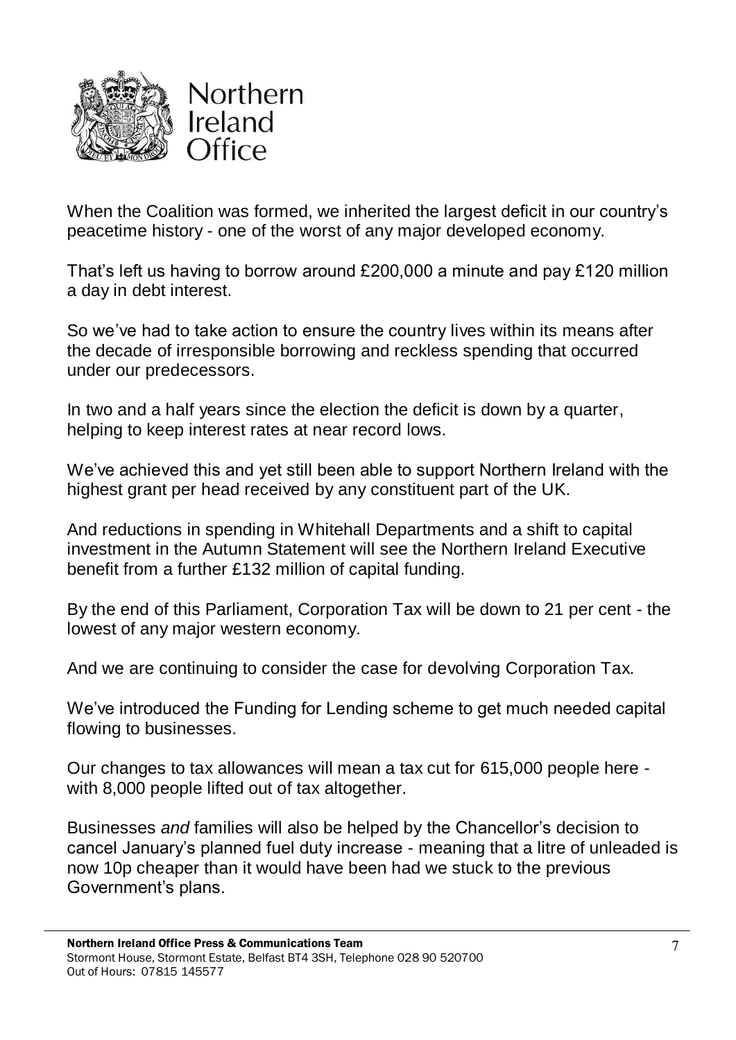When the Coalition was formed, we inherited the largest deficit in our country's peacetime history - one of the worst of any major developed economy.

That's left us having to borrow around £200,000 a minute and pay £120 million a day in debt interest.

So we've had to take action to ensure the country lives within its means after the decade of irresponsible borrowing and reckless spending that occurred under our predecessors.

In two and a half years since the election the deficit is down by a quarter, helping to keep interest rates at near record lows.

We've achieved this and yet still been able to support Northern Ireland with the highest grant per head received by any constituent part of the UK.

And reductions in spending in Whitehall Departments and a shift to capital investment in the Autumn Statement will see the Northern Ireland Executive benefit from a further £132 million of capital funding.

By the end of this Parliament, Corporation Tax will be down to 21 per cent - the lowest of any major western economy.

And we are continuing to consider the case for devolving Corporation Tax.

We've introduced the Funding for Lending scheme to get much needed capital flowing to businesses.

Our changes to tax allowances will mean a tax cut for 615,000 people here - with 8,000 people lifted out of tax altogether.

Businesses *and* families will also be helped by the Chancellor's decision to cancel January's planned fuel duty increase - meaning that a litre of unleaded is now 10p cheaper than it would have been had we stuck to the previous Government's plans.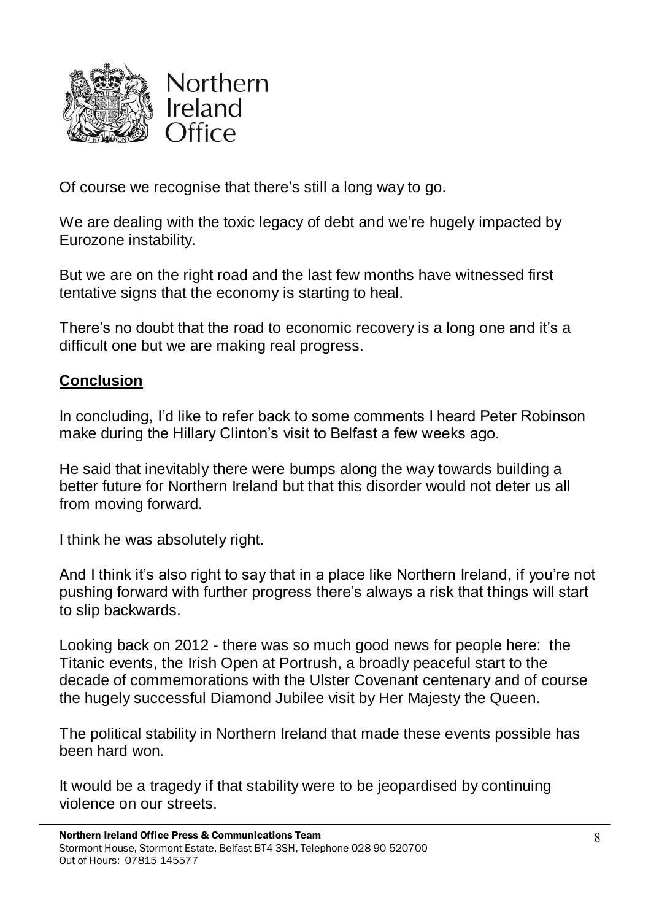Of course we recognise that there's still a long way to go.

We are dealing with the toxic legacy of debt and we're hugely impacted by Eurozone instability.

But we are on the right road and the last few months have witnessed first tentative signs that the economy is starting to heal.

There's no doubt that the road to economic recovery is a long one and it's a difficult one but we are making real progress.

## Conclusion

In concluding, I'd like to refer back to some comments I heard Peter Robinson make during the Hillary Clinton's visit to Belfast a few weeks ago.

He said that inevitably there were bumps along the way towards building a better future for Northern Ireland but that this disorder would not deter us all from moving forward.

I think he was absolutely right.

And I think it's also right to say that in a place like Northern Ireland, if you're not pushing forward with further progress there's always a risk that things will start to slip backwards.

Looking back on 2012 - there was so much good news for people here: the Titanic events, the Irish Open at Portrush, a broadly peaceful start to the decade of commemorations with the Ulster Covenant centenary and of course the hugely successful Diamond Jubilee visit by Her Majesty the Queen.

The political stability in Northern Ireland that made these events possible has been hard won.

It would be a tragedy if that stability were to be jeopardised by continuing violence on our streets.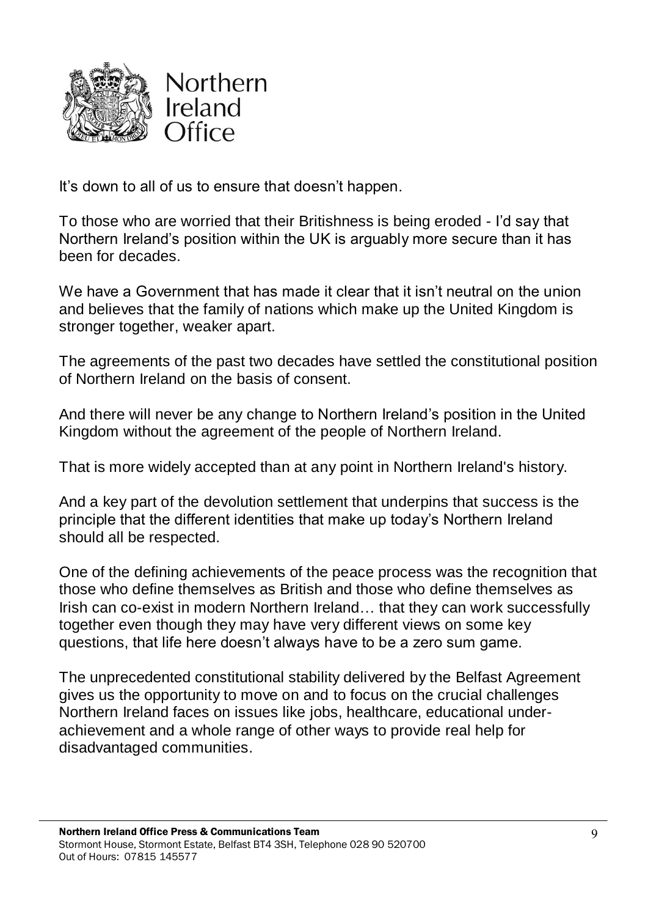It's down to all of us to ensure that doesn't happen.

To those who are worried that their Britishness is being eroded - I'd say that Northern Ireland's position within the UK is arguably more secure than it has been for decades.

We have a Government that has made it clear that it isn't neutral on the union and believes that the family of nations which make up the United Kingdom is stronger together, weaker apart.

The agreements of the past two decades have settled the constitutional position of Northern Ireland on the basis of consent.

And there will never be any change to Northern Ireland's position in the United Kingdom without the agreement of the people of Northern Ireland.

That is more widely accepted than at any point in Northern Ireland's history.

And a key part of the devolution settlement that underpins that success is the principle that the different identities that make up today's Northern Ireland should all be respected.

One of the defining achievements of the peace process was the recognition that those who define themselves as British and those who define themselves as Irish can co-exist in modern Northern Ireland… that they can work successfully together even though they may have very different views on some key questions, that life here doesn't always have to be a zero sum game.

The unprecedented constitutional stability delivered by the Belfast Agreement gives us the opportunity to move on and to focus on the crucial challenges Northern Ireland faces on issues like jobs, healthcare, educational under-achievement and a whole range of other ways to provide real help for disadvantaged communities.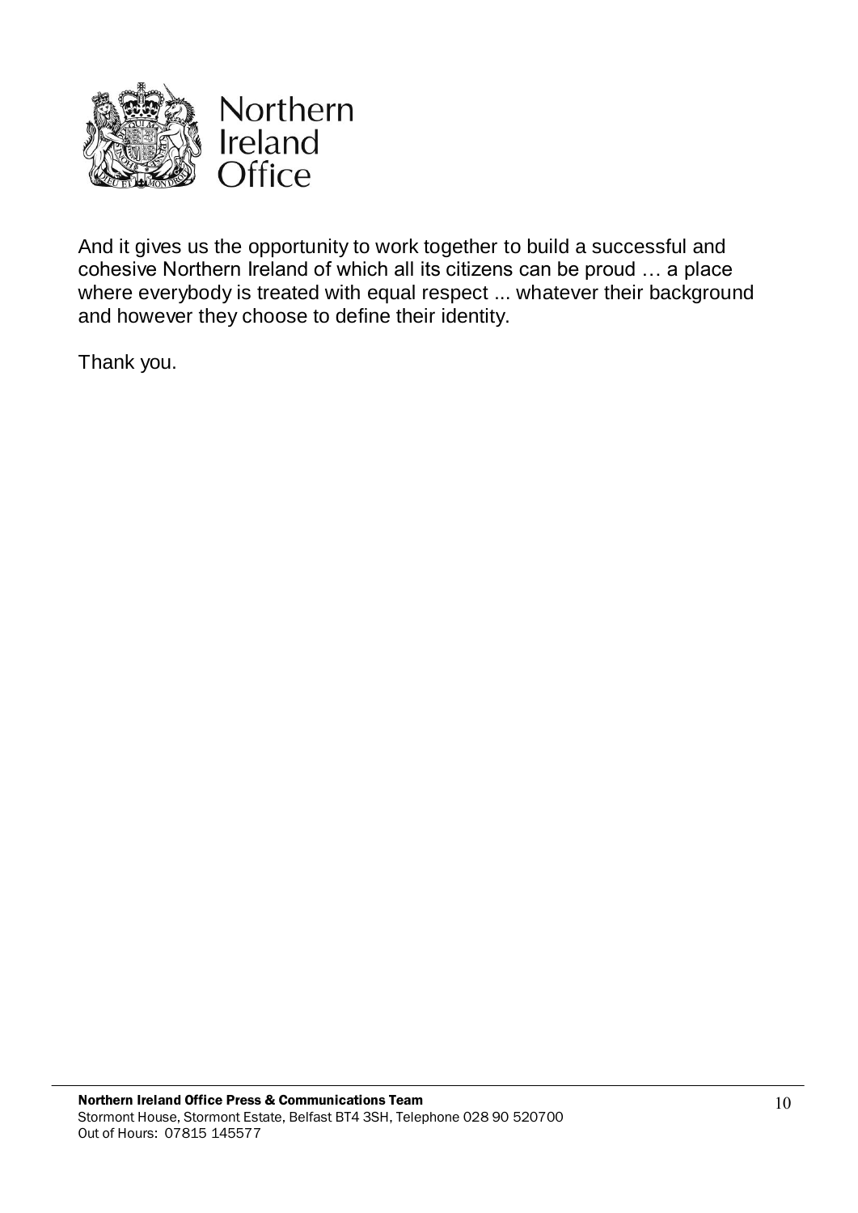And it gives us the opportunity to work together to build a successful and cohesive Northern Ireland of which all its citizens can be proud … a place where everybody is treated with equal respect ... whatever their background and however they choose to define their identity.

Thank you.